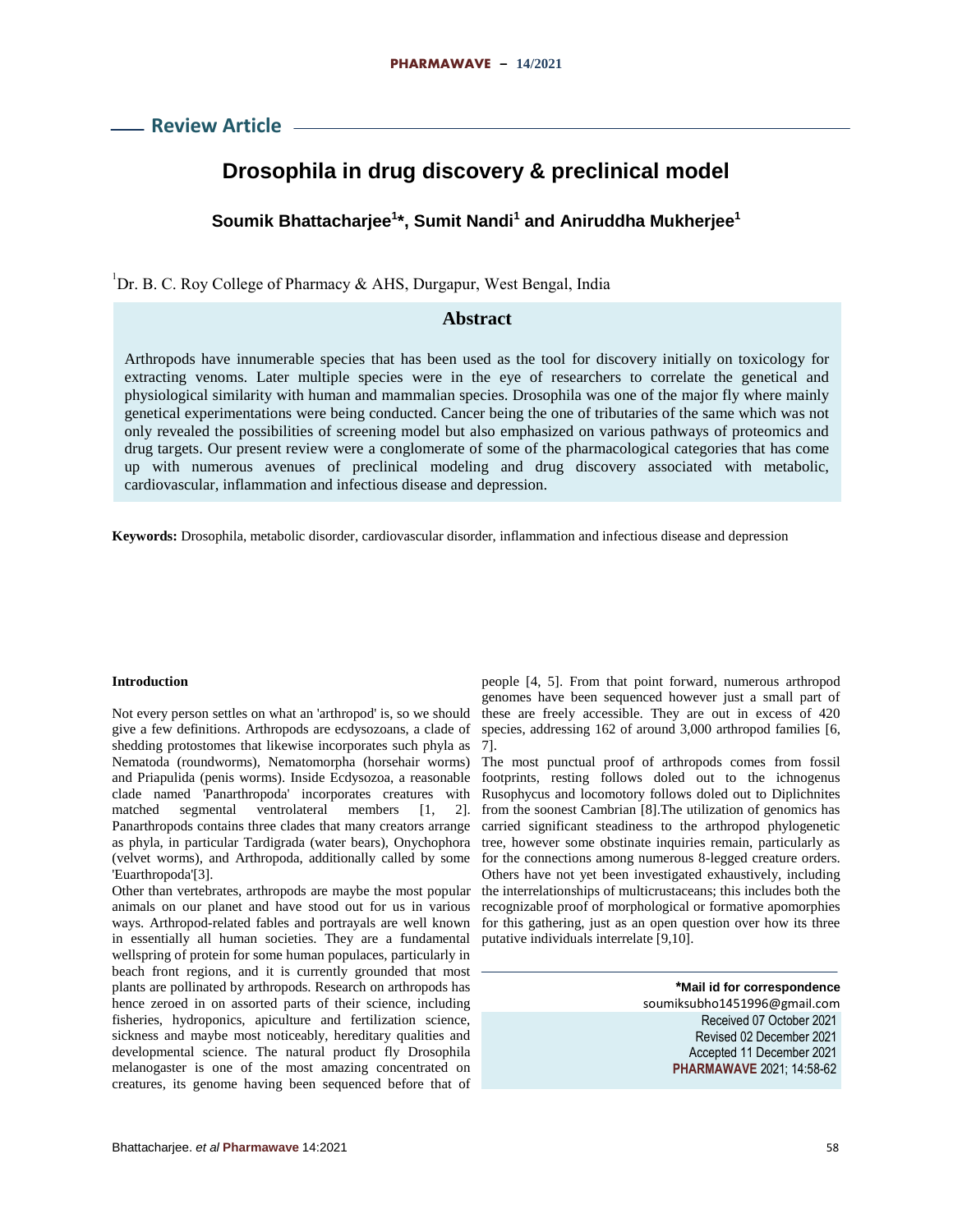## Review Article

# Drosophila in drug discovery & preclinical model

**Soumik Bhattacharjee[1]*, Sumit Nandi[1] and Aniruddha Mukherjee[1]**

[1]Dr. B. C. Roy College of Pharmacy & AHS, Durgapur, West Bengal, India

## Abstract

Arthropods have innumerable species that has been used as the tool for discovery initially on toxicology for extracting venoms. Later multiple species were in the eye of researchers to correlate the genetical and physiological similarity with human and mammalian species. Drosophila was one of the major fly where mainly genetical experimentations were being conducted. Cancer being the one of tributaries of the same which was not only revealed the possibilities of screening model but also emphasized on various pathways of proteomics and drug targets. Our present review were a conglomerate of some of the pharmacological categories that has come up with numerous avenues of preclinical modeling and drug discovery associated with metabolic, cardiovascular, inflammation and infectious disease and depression.

**Keywords:** Drosophila, metabolic disorder, cardiovascular disorder, inflammation and infectious disease and depression

**Introduction**

Not every person settles on what an 'arthropod' is, so we should give a few definitions. Arthropods are ecdysozoans, a clade of shedding protostomes that likewise incorporates such phyla as Nematoda (roundworms), Nematomorpha (horsehair worms) and Priapulida (penis worms). Inside Ecdysozoa, a reasonable clade named 'Panarthropoda' incorporates creatures with matched segmental ventrolateral members [1, 2]. Panarthropods contains three clades that many creators arrange as phyla, in particular Tardigrada (water bears), Onychophora (velvet worms), and Arthropoda, additionally called by some 'Euarthropoda'[3].

Other than vertebrates, arthropods are maybe the most popular animals on our planet and have stood out for us in various ways. Arthropod-related fables and portrayals are well known in essentially all human societies. They are a fundamental wellspring of protein for some human populaces, particularly in beach front regions, and it is currently grounded that most plants are pollinated by arthropods. Research on arthropods has hence zeroed in on assorted parts of their science, including fisheries, hydroponics, apiculture and fertilization science, sickness and maybe most noticeably, hereditary qualities and developmental science. The natural product fly Drosophila melanogaster is one of the most amazing concentrated on creatures, its genome having been sequenced before that of people [4, 5]. From that point forward, numerous arthropod genomes have been sequenced however just a small part of these are freely accessible. They are out in excess of 420 species, addressing 162 of around 3,000 arthropod families [6, 7].

The most punctual proof of arthropods comes from fossil footprints, resting follows doled out to the ichnogenus Rusophycus and locomotory follows doled out to Diplichnites from the soonest Cambrian [8].The utilization of genomics has carried significant steadiness to the arthropod phylogenetic tree, however some obstinate inquiries remain, particularly as for the connections among numerous 8-legged creature orders. Others have not yet been investigated exhaustively, including the interrelationships of multicrustaceans; this includes both the recognizable proof of morphological or formative apomorphies for this gathering, just as an open question over how its three putative individuals interrelate [9,10].

**\*Mail id for correspondence**
soumiksubho1451996@gmail.com

Received 07 October 2021
Revised 02 December 2021
Accepted 11 December 2021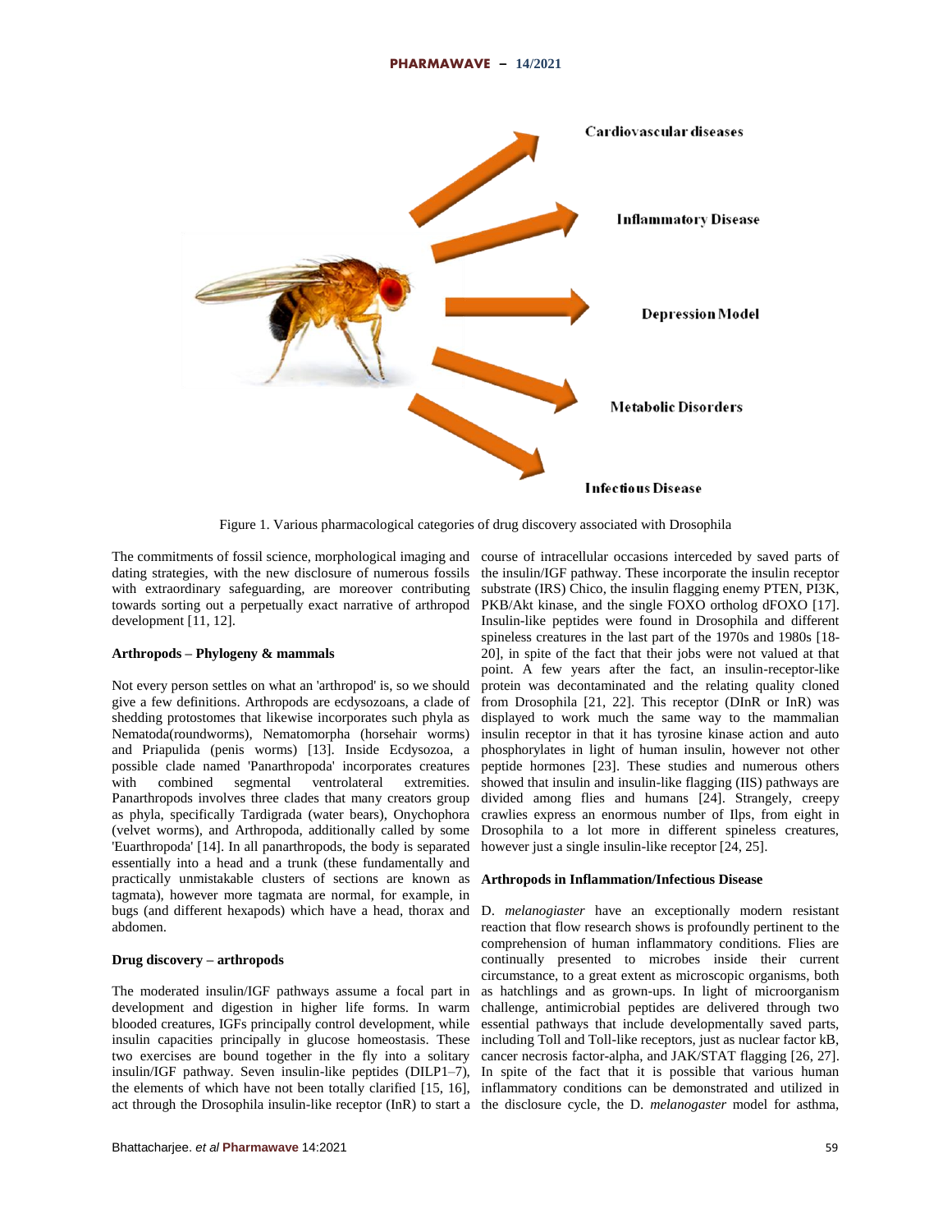Cardiovascular diseases

Inflammatory Disease

Depression Model

Metabolic Disorders

Infectious Disease

Figure 1. Various pharmacological categories of drug discovery associated with Drosophila

The commitments of fossil science, morphological imaging and dating strategies, with the new disclosure of numerous fossils with extraordinary safeguarding, are moreover contributing towards sorting out a perpetually exact narrative of arthropod development [11, 12].

### Arthropods – Phylogeny & mammals

Not every person settles on what an 'arthropod' is, so we should give a few definitions. Arthropods are ecdysozoans, a clade of shedding protostomes that likewise incorporates such phyla as Nematoda(roundworms), Nematomorpha (horsehair worms) and Priapulida (penis worms) [13]. Inside Ecdysozoa, a possible clade named 'Panarthropoda' incorporates creatures with combined segmental ventrolateral extremities. Panarthropods involves three clades that many creators group as phyla, specifically Tardigrada (water bears), Onychophora (velvet worms), and Arthropoda, additionally called by some 'Euarthropoda' [14]. In all panarthropods, the body is separated essentially into a head and a trunk (these fundamentally and practically unmistakable clusters of sections are known as tagmata), however more tagmata are normal, for example, in bugs (and different hexapods) which have a head, thorax and abdomen.

### Drug discovery – arthropods

The moderated insulin/IGF pathways assume a focal part in development and digestion in higher life forms. In warm blooded creatures, IGFs principally control development, while insulin capacities principally in glucose homeostasis. These two exercises are bound together in the fly into a solitary insulin/IGF pathway. Seven insulin-like peptides (DILP1–7), the elements of which have not been totally clarified [15, 16], act through the Drosophila insulin-like receptor (InR) to start a course of intracellular occasions interceded by saved parts of the insulin/IGF pathway. These incorporate the insulin receptor substrate (IRS) Chico, the insulin flagging enemy PTEN, PI3K, PKB/Akt kinase, and the single FOXO ortholog dFOXO [17]. Insulin-like peptides were found in Drosophila and different spineless creatures in the last part of the 1970s and 1980s [18-20], in spite of the fact that their jobs were not valued at that point. A few years after the fact, an insulin-receptor-like protein was decontaminated and the relating quality cloned from Drosophila [21, 22]. This receptor (DInR or InR) was displayed to work much the same way to the mammalian insulin receptor in that it has tyrosine kinase action and auto phosphorylates in light of human insulin, however not other peptide hormones [23]. These studies and numerous others showed that insulin and insulin-like flagging (IIS) pathways are divided among flies and humans [24]. Strangely, creepy crawlies express an enormous number of Ilps, from eight in Drosophila to a lot more in different spineless creatures, however just a single insulin-like receptor [24, 25].

### Arthropods in Inflammation/Infectious Disease

D. *melanogiaster* have an exceptionally modern resistant reaction that flow research shows is profoundly pertinent to the comprehension of human inflammatory conditions. Flies are continually presented to microbes inside their current circumstance, to a great extent as microscopic organisms, both as hatchlings and as grown-ups. In light of microorganism challenge, antimicrobial peptides are delivered through two essential pathways that include developmentally saved parts, including Toll and Toll-like receptors, just as nuclear factor kB, cancer necrosis factor-alpha, and JAK/STAT flagging [26, 27]. In spite of the fact that it is possible that various human inflammatory conditions can be demonstrated and utilized in the disclosure cycle, the D. *melanogaster* model for asthma,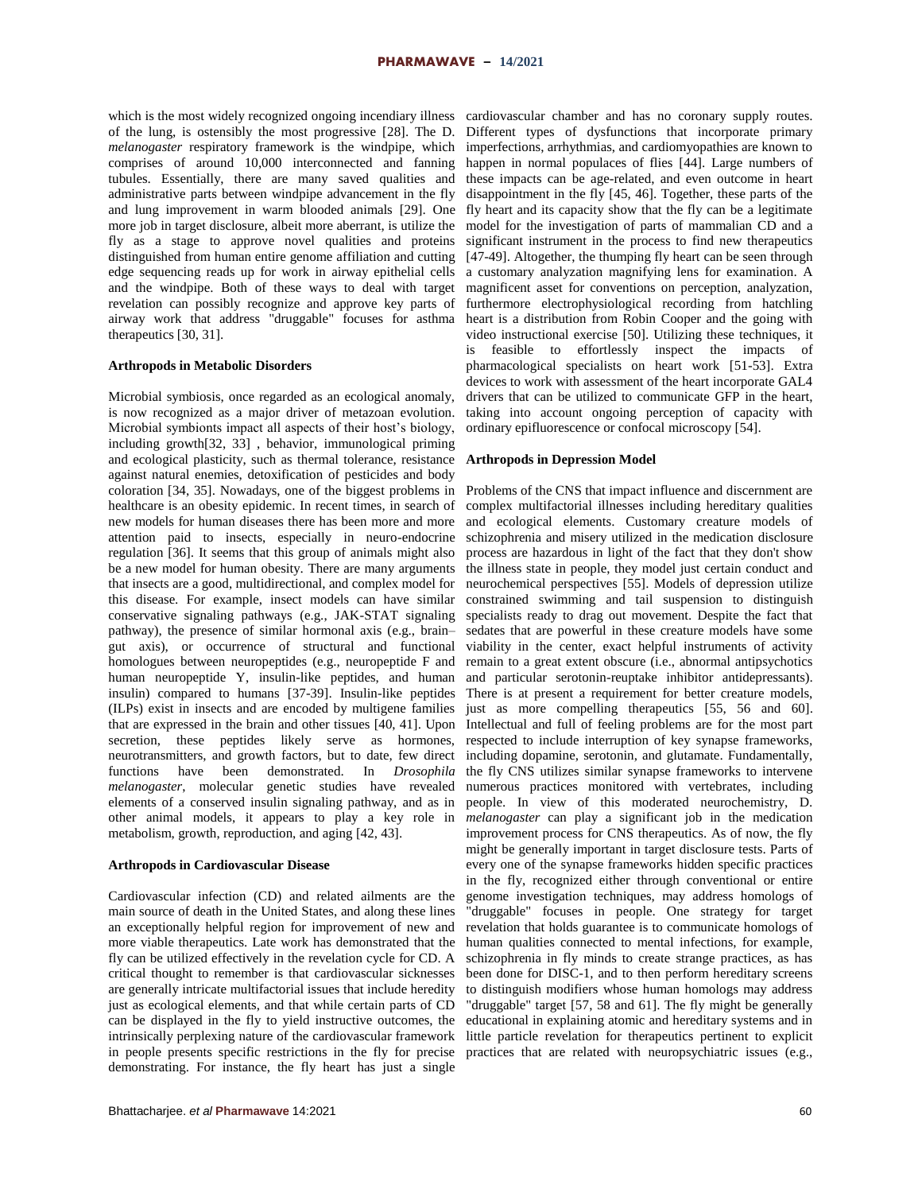which is the most widely recognized ongoing incendiary illness of the lung, is ostensibly the most progressive [28]. The D. *melanogaster* respiratory framework is the windpipe, which comprises of around 10,000 interconnected and fanning tubules. Essentially, there are many saved qualities and administrative parts between windpipe advancement in the fly and lung improvement in warm blooded animals [29]. One more job in target disclosure, albeit more aberrant, is utilize the fly as a stage to approve novel qualities and proteins distinguished from human entire genome affiliation and cutting edge sequencing reads up for work in airway epithelial cells and the windpipe. Both of these ways to deal with target revelation can possibly recognize and approve key parts of airway work that address "druggable" focuses for asthma therapeutics [30, 31].

**Arthropods in Metabolic Disorders**

Microbial symbiosis, once regarded as an ecological anomaly, is now recognized as a major driver of metazoan evolution. Microbial symbionts impact all aspects of their host's biology, including growth[32, 33] , behavior, immunological priming and ecological plasticity, such as thermal tolerance, resistance against natural enemies, detoxification of pesticides and body coloration [34, 35]. Nowadays, one of the biggest problems in healthcare is an obesity epidemic. In recent times, in search of new models for human diseases there has been more and more attention paid to insects, especially in neuro-endocrine regulation [36]. It seems that this group of animals might also be a new model for human obesity. There are many arguments that insects are a good, multidirectional, and complex model for this disease. For example, insect models can have similar conservative signaling pathways (e.g., JAK-STAT signaling pathway), the presence of similar hormonal axis (e.g., brain–gut axis), or occurrence of structural and functional homologues between neuropeptides (e.g., neuropeptide F and human neuropeptide Y, insulin-like peptides, and human insulin) compared to humans [37-39]. Insulin-like peptides (ILPs) exist in insects and are encoded by multigene families that are expressed in the brain and other tissues [40, 41]. Upon secretion, these peptides likely serve as hormones, neurotransmitters, and growth factors, but to date, few direct functions have been demonstrated. In *Drosophila melanogaster*, molecular genetic studies have revealed elements of a conserved insulin signaling pathway, and as in other animal models, it appears to play a key role in metabolism, growth, reproduction, and aging [42, 43].

**Arthropods in Cardiovascular Disease**

Cardiovascular infection (CD) and related ailments are the main source of death in the United States, and along these lines an exceptionally helpful region for improvement of new and more viable therapeutics. Late work has demonstrated that the fly can be utilized effectively in the revelation cycle for CD. A critical thought to remember is that cardiovascular sicknesses are generally intricate multifactorial issues that include heredity just as ecological elements, and that while certain parts of CD can be displayed in the fly to yield instructive outcomes, the intrinsically perplexing nature of the cardiovascular framework in people presents specific restrictions in the fly for precise demonstrating. For instance, the fly heart has just a single cardiovascular chamber and has no coronary supply routes. Different types of dysfunctions that incorporate primary imperfections, arrhythmias, and cardiomyopathies are known to happen in normal populaces of flies [44]. Large numbers of these impacts can be age-related, and even outcome in heart disappointment in the fly [45, 46]. Together, these parts of the fly heart and its capacity show that the fly can be a legitimate model for the investigation of parts of mammalian CD and a significant instrument in the process to find new therapeutics [47-49]. Altogether, the thumping fly heart can be seen through a customary analyzation magnifying lens for examination. A magnificent asset for conventions on perception, analyzation, furthermore electrophysiological recording from hatchling heart is a distribution from Robin Cooper and the going with video instructional exercise [50]. Utilizing these techniques, it is feasible to effortlessly inspect the impacts of pharmacological specialists on heart work [51-53]. Extra devices to work with assessment of the heart incorporate GAL4 drivers that can be utilized to communicate GFP in the heart, taking into account ongoing perception of capacity with ordinary epifluorescence or confocal microscopy [54].

**Arthropods in Depression Model**

Problems of the CNS that impact influence and discernment are complex multifactorial illnesses including hereditary qualities and ecological elements. Customary creature models of schizophrenia and misery utilized in the medication disclosure process are hazardous in light of the fact that they don't show the illness state in people, they model just certain conduct and neurochemical perspectives [55]. Models of depression utilize constrained swimming and tail suspension to distinguish specialists ready to drag out movement. Despite the fact that sedates that are powerful in these creature models have some viability in the center, exact helpful instruments of activity remain to a great extent obscure (i.e., abnormal antipsychotics and particular serotonin-reuptake inhibitor antidepressants). There is at present a requirement for better creature models, just as more compelling therapeutics [55, 56 and 60]. Intellectual and full of feeling problems are for the most part respected to include interruption of key synapse frameworks, including dopamine, serotonin, and glutamate. Fundamentally, the fly CNS utilizes similar synapse frameworks to intervene numerous practices monitored with vertebrates, including people. In view of this moderated neurochemistry, D. *melanogaster* can play a significant job in the medication improvement process for CNS therapeutics. As of now, the fly might be generally important in target disclosure tests. Parts of every one of the synapse frameworks hidden specific practices in the fly, recognized either through conventional or entire genome investigation techniques, may address homologs of "druggable" focuses in people. One strategy for target revelation that holds guarantee is to communicate homologs of human qualities connected to mental infections, for example, schizophrenia in fly minds to create strange practices, as has been done for DISC-1, and to then perform hereditary screens to distinguish modifiers whose human homologs may address "druggable" target [57, 58 and 61]. The fly might be generally educational in explaining atomic and hereditary systems and in little particle revelation for therapeutics pertinent to explicit practices that are related with neuropsychiatric issues (e.g.,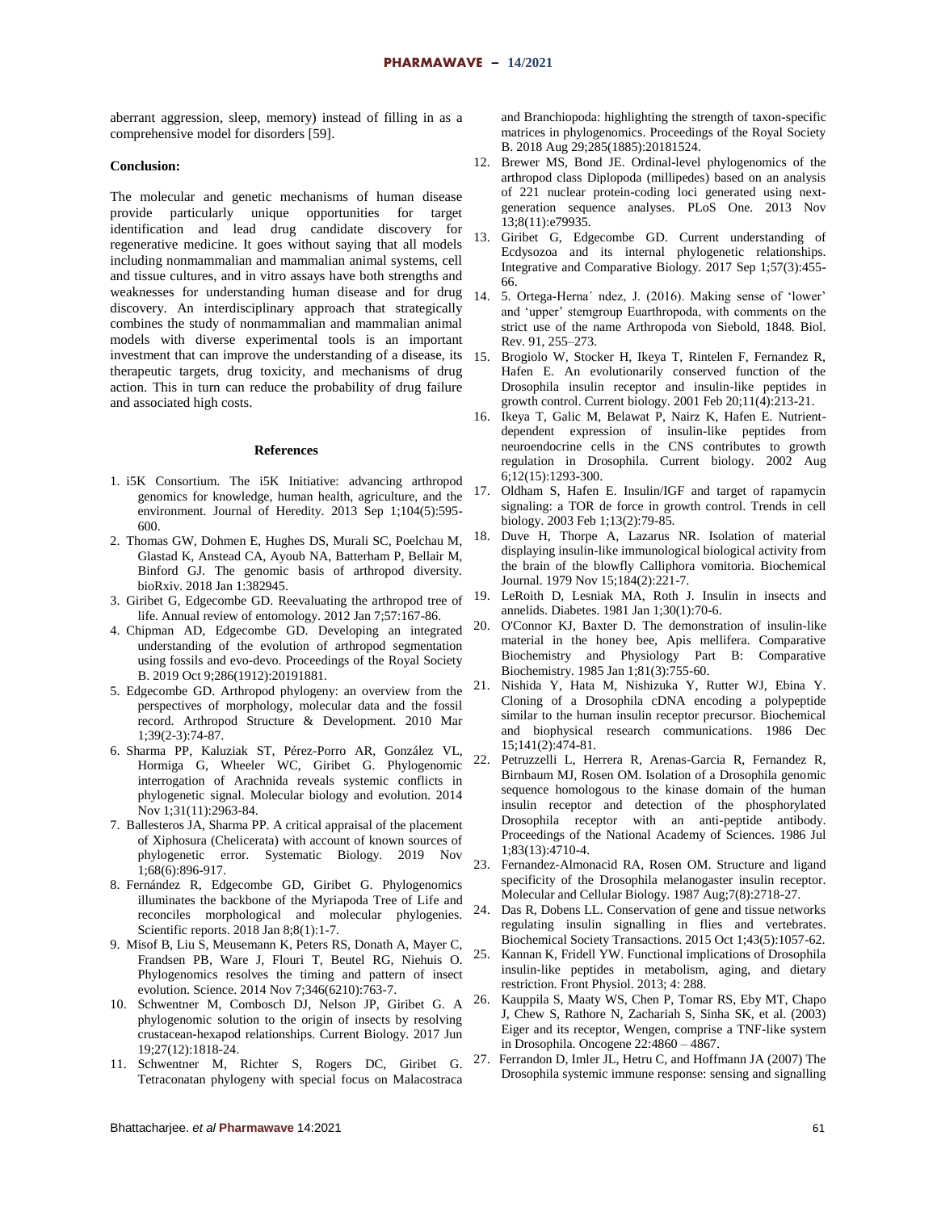aberrant aggression, sleep, memory) instead of filling in as a comprehensive model for disorders [59].

**Conclusion:**

The molecular and genetic mechanisms of human disease provide particularly unique opportunities for target identification and lead drug candidate discovery for regenerative medicine. It goes without saying that all models including nonmammalian and mammalian animal systems, cell and tissue cultures, and in vitro assays have both strengths and weaknesses for understanding human disease and for drug discovery. An interdisciplinary approach that strategically combines the study of nonmammalian and mammalian animal models with diverse experimental tools is an important investment that can improve the understanding of a disease, its therapeutic targets, drug toxicity, and mechanisms of drug action. This in turn can reduce the probability of drug failure and associated high costs.

## References

1. i5K Consortium. The i5K Initiative: advancing arthropod genomics for knowledge, human health, agriculture, and the environment. Journal of Heredity. 2013 Sep 1;104(5):595-600.
2. Thomas GW, Dohmen E, Hughes DS, Murali SC, Poelchau M, Glastad K, Anstead CA, Ayoub NA, Batterham P, Bellair M, Binford GJ. The genomic basis of arthropod diversity. bioRxiv. 2018 Jan 1:382945.
3. Giribet G, Edgecombe GD. Reevaluating the arthropod tree of life. Annual review of entomology. 2012 Jan 7;57:167-86.
4. Chipman AD, Edgecombe GD. Developing an integrated understanding of the evolution of arthropod segmentation using fossils and evo-devo. Proceedings of the Royal Society B. 2019 Oct 9;286(1912):20191881.
5. Edgecombe GD. Arthropod phylogeny: an overview from the perspectives of morphology, molecular data and the fossil record. Arthropod Structure & Development. 2010 Mar 1;39(2-3):74-87.
6. Sharma PP, Kaluziak ST, Pérez-Porro AR, González VL, Hormiga G, Wheeler WC, Giribet G. Phylogenomic interrogation of Arachnida reveals systemic conflicts in phylogenetic signal. Molecular biology and evolution. 2014 Nov 1;31(11):2963-84.
7. Ballesteros JA, Sharma PP. A critical appraisal of the placement of Xiphosura (Chelicerata) with account of known sources of phylogenetic error. Systematic Biology. 2019 Nov 1;68(6):896-917.
8. Fernández R, Edgecombe GD, Giribet G. Phylogenomics illuminates the backbone of the Myriapoda Tree of Life and reconciles morphological and molecular phylogenies. Scientific reports. 2018 Jan 8;8(1):1-7.
9. Misof B, Liu S, Meusemann K, Peters RS, Donath A, Mayer C, Frandsen PB, Ware J, Flouri T, Beutel RG, Niehuis O. Phylogenomics resolves the timing and pattern of insect evolution. Science. 2014 Nov 7;346(6210):763-7.
10. Schwentner M, Combosch DJ, Nelson JP, Giribet G. A phylogenomic solution to the origin of insects by resolving crustacean-hexapod relationships. Current Biology. 2017 Jun 19;27(12):1818-24.
11. Schwentner M, Richter S, Rogers DC, Giribet G. Tetraconatan phylogeny with special focus on Malacostraca and Branchiopoda: highlighting the strength of taxon-specific matrices in phylogenomics. Proceedings of the Royal Society B. 2018 Aug 29;285(1885):20181524.
12. Brewer MS, Bond JE. Ordinal-level phylogenomics of the arthropod class Diplopoda (millipedes) based on an analysis of 221 nuclear protein-coding loci generated using next-generation sequence analyses. PLoS One. 2013 Nov 13;8(11):e79935.
13. Giribet G, Edgecombe GD. Current understanding of Ecdysozoa and its internal phylogenetic relationships. Integrative and Comparative Biology. 2017 Sep 1;57(3):455-66.
14. 5. Ortega-Herna´ ndez, J. (2016). Making sense of 'lower' and 'upper' stemgroup Euarthropoda, with comments on the strict use of the name Arthropoda von Siebold, 1848. Biol. Rev. 91, 255–273.
15. Brogiolo W, Stocker H, Ikeya T, Rintelen F, Fernandez R, Hafen E. An evolutionarily conserved function of the Drosophila insulin receptor and insulin-like peptides in growth control. Current biology. 2001 Feb 20;11(4):213-21.
16. Ikeya T, Galic M, Belawat P, Nairz K, Hafen E. Nutrient-dependent expression of insulin-like peptides from neuroendocrine cells in the CNS contributes to growth regulation in Drosophila. Current biology. 2002 Aug 6;12(15):1293-300.
17. Oldham S, Hafen E. Insulin/IGF and target of rapamycin signaling: a TOR de force in growth control. Trends in cell biology. 2003 Feb 1;13(2):79-85.
18. Duve H, Thorpe A, Lazarus NR. Isolation of material displaying insulin-like immunological biological activity from the brain of the blowfly Calliphora vomitoria. Biochemical Journal. 1979 Nov 15;184(2):221-7.
19. LeRoith D, Lesniak MA, Roth J. Insulin in insects and annelids. Diabetes. 1981 Jan 1;30(1):70-6.
20. O'Connor KJ, Baxter D. The demonstration of insulin-like material in the honey bee, Apis mellifera. Comparative Biochemistry and Physiology Part B: Comparative Biochemistry. 1985 Jan 1;81(3):755-60.
21. Nishida Y, Hata M, Nishizuka Y, Rutter WJ, Ebina Y. Cloning of a Drosophila cDNA encoding a polypeptide similar to the human insulin receptor precursor. Biochemical and biophysical research communications. 1986 Dec 15;141(2):474-81.
22. Petruzzelli L, Herrera R, Arenas-Garcia R, Fernandez R, Birnbaum MJ, Rosen OM. Isolation of a Drosophila genomic sequence homologous to the kinase domain of the human insulin receptor and detection of the phosphorylated Drosophila receptor with an anti-peptide antibody. Proceedings of the National Academy of Sciences. 1986 Jul 1;83(13):4710-4.
23. Fernandez-Almonacid RA, Rosen OM. Structure and ligand specificity of the Drosophila melanogaster insulin receptor. Molecular and Cellular Biology. 1987 Aug;7(8):2718-27.
24. Das R, Dobens LL. Conservation of gene and tissue networks regulating insulin signalling in flies and vertebrates. Biochemical Society Transactions. 2015 Oct 1;43(5):1057-62.
25. Kannan K, Fridell YW. Functional implications of Drosophila insulin-like peptides in metabolism, aging, and dietary restriction. Front Physiol. 2013; 4: 288.
26. Kauppila S, Maaty WS, Chen P, Tomar RS, Eby MT, Chapo J, Chew S, Rathore N, Zachariah S, Sinha SK, et al. (2003) Eiger and its receptor, Wengen, comprise a TNF-like system in Drosophila. Oncogene 22:4860 – 4867.
27. Ferrandon D, Imler JL, Hetru C, and Hoffmann JA (2007) The Drosophila systemic immune response: sensing and signalling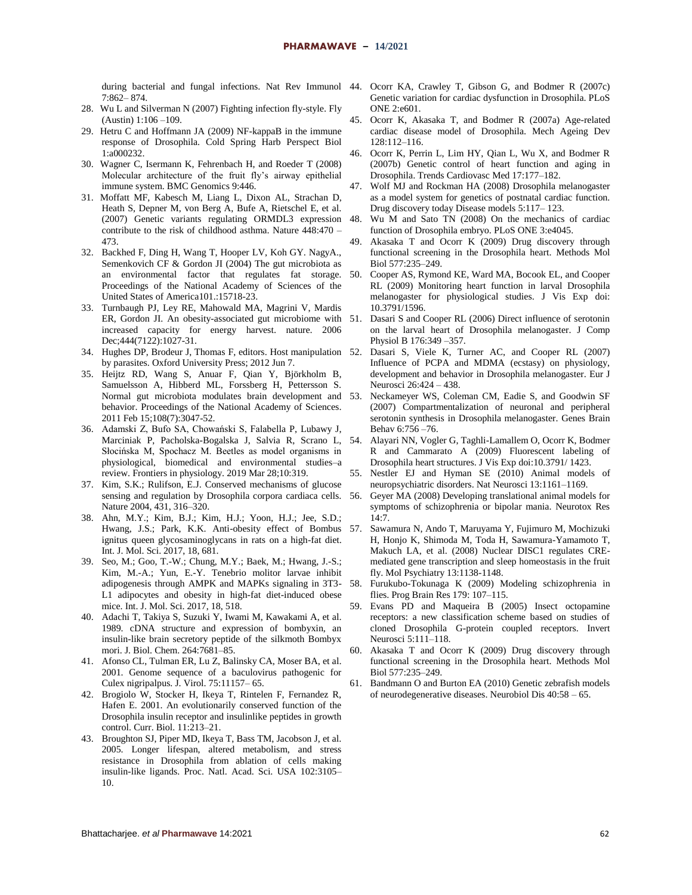during bacterial and fungal infections. Nat Rev Immunol 7:862– 874.

28. Wu L and Silverman N (2007) Fighting infection fly-style. Fly (Austin) 1:106 –109.
29. Hetru C and Hoffmann JA (2009) NF-kappaB in the immune response of Drosophila. Cold Spring Harb Perspect Biol 1:a000232.
30. Wagner C, Isermann K, Fehrenbach H, and Roeder T (2008) Molecular architecture of the fruit fly's airway epithelial immune system. BMC Genomics 9:446.
31. Moffatt MF, Kabesch M, Liang L, Dixon AL, Strachan D, Heath S, Depner M, von Berg A, Bufe A, Rietschel E, et al. (2007) Genetic variants regulating ORMDL3 expression contribute to the risk of childhood asthma. Nature 448:470 – 473.
32. Backhed F, Ding H, Wang T, Hooper LV, Koh GY. NagyA., Semenkovich CF & Gordon JI (2004) The gut microbiota as an environmental factor that regulates fat storage. Proceedings of the National Academy of Sciences of the United States of America101.:15718-23.
33. Turnbaugh PJ, Ley RE, Mahowald MA, Magrini V, Mardis ER, Gordon JI. An obesity-associated gut microbiome with increased capacity for energy harvest. nature. 2006 Dec;444(7122):1027-31.
34. Hughes DP, Brodeur J, Thomas F, editors. Host manipulation by parasites. Oxford University Press; 2012 Jun 7.
35. Heijtz RD, Wang S, Anuar F, Qian Y, Björkholm B, Samuelsson A, Hibberd ML, Forssberg H, Pettersson S. Normal gut microbiota modulates brain development and behavior. Proceedings of the National Academy of Sciences. 2011 Feb 15;108(7):3047-52.
36. Adamski Z, Bufo SA, Chowański S, Falabella P, Lubawy J, Marciniak P, Pacholska-Bogalska J, Salvia R, Scrano L, Słocińska M, Spochacz M. Beetles as model organisms in physiological, biomedical and environmental studies–a review. Frontiers in physiology. 2019 Mar 28;10:319.
37. Kim, S.K.; Rulifson, E.J. Conserved mechanisms of glucose sensing and regulation by Drosophila corpora cardiaca cells. Nature 2004, 431, 316–320.
38. Ahn, M.Y.; Kim, B.J.; Kim, H.J.; Yoon, H.J.; Jee, S.D.; Hwang, J.S.; Park, K.K. Anti-obesity effect of Bombus ignitus queen glycosaminoglycans in rats on a high-fat diet. Int. J. Mol. Sci. 2017, 18, 681.
39. Seo, M.; Goo, T.-W.; Chung, M.Y.; Baek, M.; Hwang, J.-S.; Kim, M.-A.; Yun, E.-Y. Tenebrio molitor larvae inhibit adipogenesis through AMPK and MAPKs signaling in 3T3-L1 adipocytes and obesity in high-fat diet-induced obese mice. Int. J. Mol. Sci. 2017, 18, 518.
40. Adachi T, Takiya S, Suzuki Y, Iwami M, Kawakami A, et al. 1989. cDNA structure and expression of bombyxin, an insulin-like brain secretory peptide of the silkmoth Bombyx mori. J. Biol. Chem. 264:7681–85.
41. Afonso CL, Tulman ER, Lu Z, Balinsky CA, Moser BA, et al. 2001. Genome sequence of a baculovirus pathogenic for Culex nigripalpus. J. Virol. 75:11157– 65.
42. Brogiolo W, Stocker H, Ikeya T, Rintelen F, Fernandez R, Hafen E. 2001. An evolutionarily conserved function of the Drosophila insulin receptor and insulinlike peptides in growth control. Curr. Biol. 11:213–21.
43. Broughton SJ, Piper MD, Ikeya T, Bass TM, Jacobson J, et al. 2005. Longer lifespan, altered metabolism, and stress resistance in Drosophila from ablation of cells making insulin-like ligands. Proc. Natl. Acad. Sci. USA 102:3105–10.
44. Ocorr KA, Crawley T, Gibson G, and Bodmer R (2007c) Genetic variation for cardiac dysfunction in Drosophila. PLoS ONE 2:e601.
45. Ocorr K, Akasaka T, and Bodmer R (2007a) Age-related cardiac disease model of Drosophila. Mech Ageing Dev 128:112–116.
46. Ocorr K, Perrin L, Lim HY, Qian L, Wu X, and Bodmer R (2007b) Genetic control of heart function and aging in Drosophila. Trends Cardiovasc Med 17:177–182.
47. Wolf MJ and Rockman HA (2008) Drosophila melanogaster as a model system for genetics of postnatal cardiac function. Drug discovery today Disease models 5:117– 123.
48. Wu M and Sato TN (2008) On the mechanics of cardiac function of Drosophila embryo. PLoS ONE 3:e4045.
49. Akasaka T and Ocorr K (2009) Drug discovery through functional screening in the Drosophila heart. Methods Mol Biol 577:235–249.
50. Cooper AS, Rymond KE, Ward MA, Bocook EL, and Cooper RL (2009) Monitoring heart function in larval Drosophila melanogaster for physiological studies. J Vis Exp doi: 10.3791/1596.
51. Dasari S and Cooper RL (2006) Direct influence of serotonin on the larval heart of Drosophila melanogaster. J Comp Physiol B 176:349 –357.
52. Dasari S, Viele K, Turner AC, and Cooper RL (2007) Influence of PCPA and MDMA (ecstasy) on physiology, development and behavior in Drosophila melanogaster. Eur J Neurosci 26:424 – 438.
53. Neckameyer WS, Coleman CM, Eadie S, and Goodwin SF (2007) Compartmentalization of neuronal and peripheral serotonin synthesis in Drosophila melanogaster. Genes Brain Behav 6:756 –76.
54. Alayari NN, Vogler G, Taghli-Lamallem O, Ocorr K, Bodmer R and Cammarato A (2009) Fluorescent labeling of Drosophila heart structures. J Vis Exp doi:10.3791/ 1423.
55. Nestler EJ and Hyman SE (2010) Animal models of neuropsychiatric disorders. Nat Neurosci 13:1161–1169.
56. Geyer MA (2008) Developing translational animal models for symptoms of schizophrenia or bipolar mania. Neurotox Res 14:7.
57. Sawamura N, Ando T, Maruyama Y, Fujimuro M, Mochizuki H, Honjo K, Shimoda M, Toda H, Sawamura-Yamamoto T, Makuch LA, et al. (2008) Nuclear DISC1 regulates CRE-mediated gene transcription and sleep homeostasis in the fruit fly. Mol Psychiatry 13:1138-1148.
58. Furukubo-Tokunaga K (2009) Modeling schizophrenia in flies. Prog Brain Res 179: 107–115.
59. Evans PD and Maqueira B (2005) Insect octopamine receptors: a new classification scheme based on studies of cloned Drosophila G-protein coupled receptors. Invert Neurosci 5:111–118.
60. Akasaka T and Ocorr K (2009) Drug discovery through functional screening in the Drosophila heart. Methods Mol Biol 577:235–249.
61. Bandmann O and Burton EA (2010) Genetic zebrafish models of neurodegenerative diseases. Neurobiol Dis 40:58 – 65.